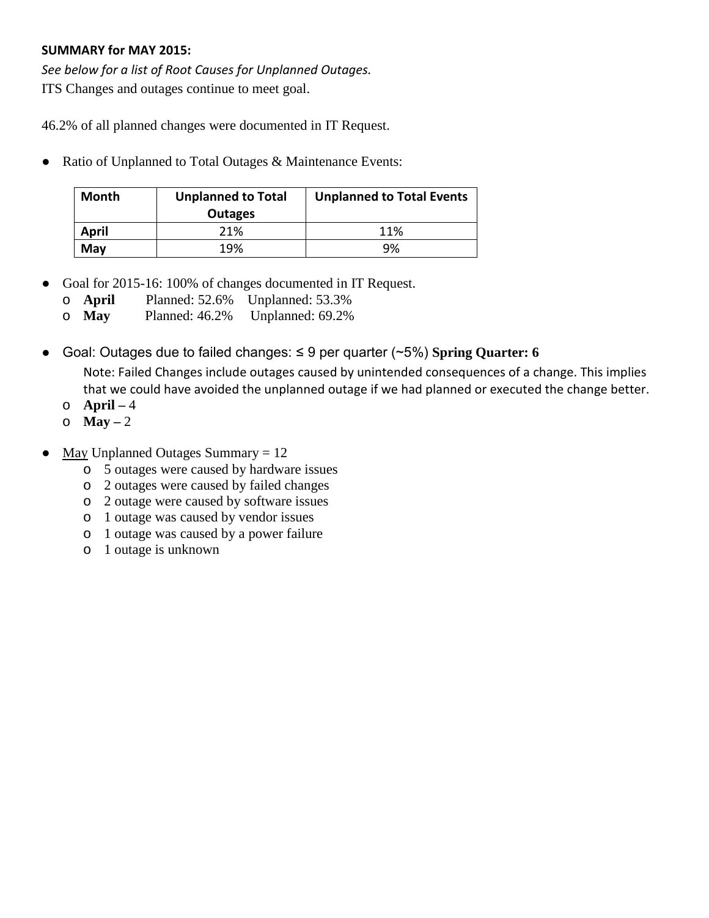**SUMMARY for MAY 2015:**

*See below for a list of Root Causes for Unplanned Outages.*

ITS Changes and outages continue to meet goal.

46.2% of all planned changes were documented in IT Request.

- Ratio of Unplanned to Total Outages & Maintenance Events:

| Month | Unplanned to Total Outages | Unplanned to Total Events |
|---|---|---|
| **April** | 21% | 11% |
| **May** | 19% | 9% |

- Goal for 2015-16: 100% of changes documented in IT Request.
  - **April** Planned: 52.6% Unplanned: 53.3%
  - **May** Planned: 46.2% Unplanned: 69.2%

- Goal: Outages due to failed changes: ≤ 9 per quarter (~5%) **Spring Quarter: 6**

  Note: Failed Changes include outages caused by unintended consequences of a change. This implies that we could have avoided the unplanned outage if we had planned or executed the change better.

  - **April –** 4
  - **May –** 2

- <u>May</u> Unplanned Outages Summary = 12
  - 5 outages were caused by hardware issues
  - 2 outages were caused by failed changes
  - 2 outage were caused by software issues
  - 1 outage was caused by vendor issues
  - 1 outage was caused by a power failure
  - 1 outage is unknown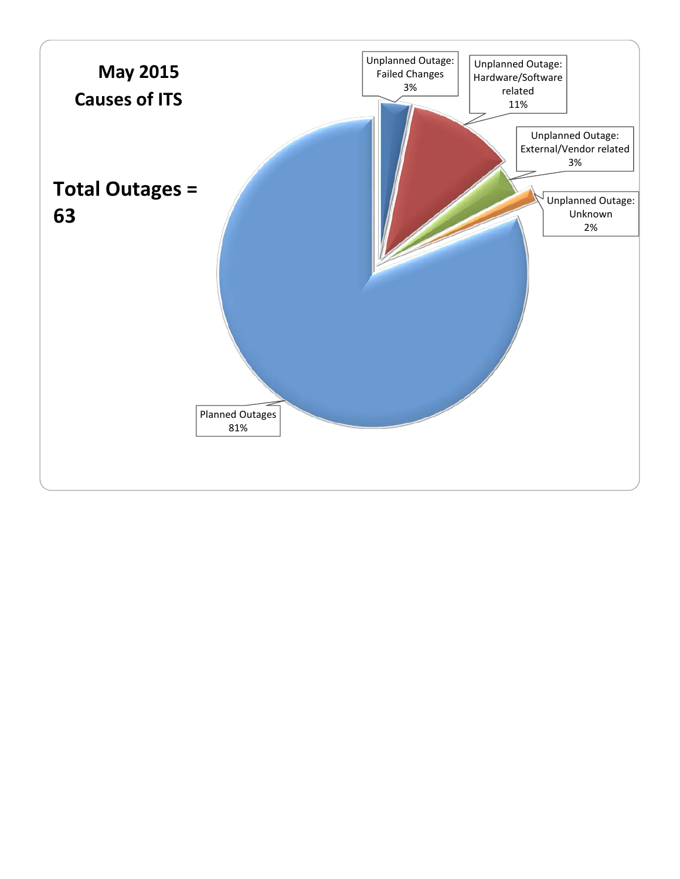**May 2015**
**Causes of ITS**

**Total Outages = 63**

Unplanned Outage: Failed Changes 3%

Unplanned Outage: Hardware/Software related 11%

Unplanned Outage: External/Vendor related 3%

Unplanned Outage: Unknown 2%

Planned Outages 81%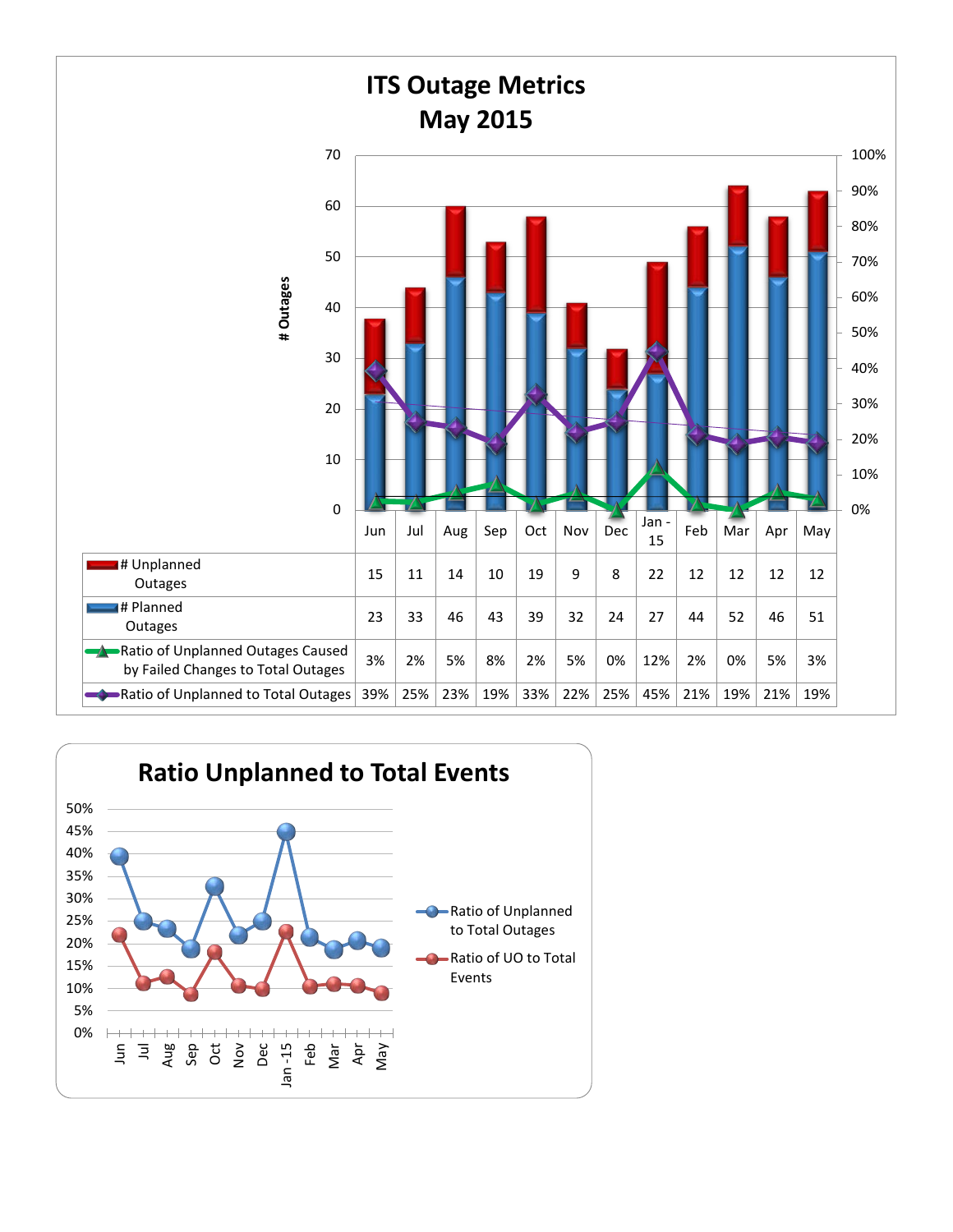# ITS Outage Metrics
## May 2015

| | Jun | Jul | Aug | Sep | Oct | Nov | Dec | Jan - 15 | Feb | Mar | Apr | May |
|---|---|---|---|---|---|---|---|---|---|---|---|---|
| # Unplanned Outages | 15 | 11 | 14 | 10 | 19 | 9 | 8 | 22 | 12 | 12 | 12 | 12 |
| # Planned Outages | 23 | 33 | 46 | 43 | 39 | 32 | 24 | 27 | 44 | 52 | 46 | 51 |
| Ratio of Unplanned Outages Caused by Failed Changes to Total Outages | 3% | 2% | 5% | 8% | 2% | 5% | 0% | 12% | 2% | 0% | 5% | 3% |
| Ratio of Unplanned to Total Outages | 39% | 25% | 23% | 19% | 33% | 22% | 25% | 45% | 21% | 19% | 21% | 19% |

## Ratio Unplanned to Total Events

Legend: Ratio of Unplanned to Total Outages; Ratio of UO to Total Events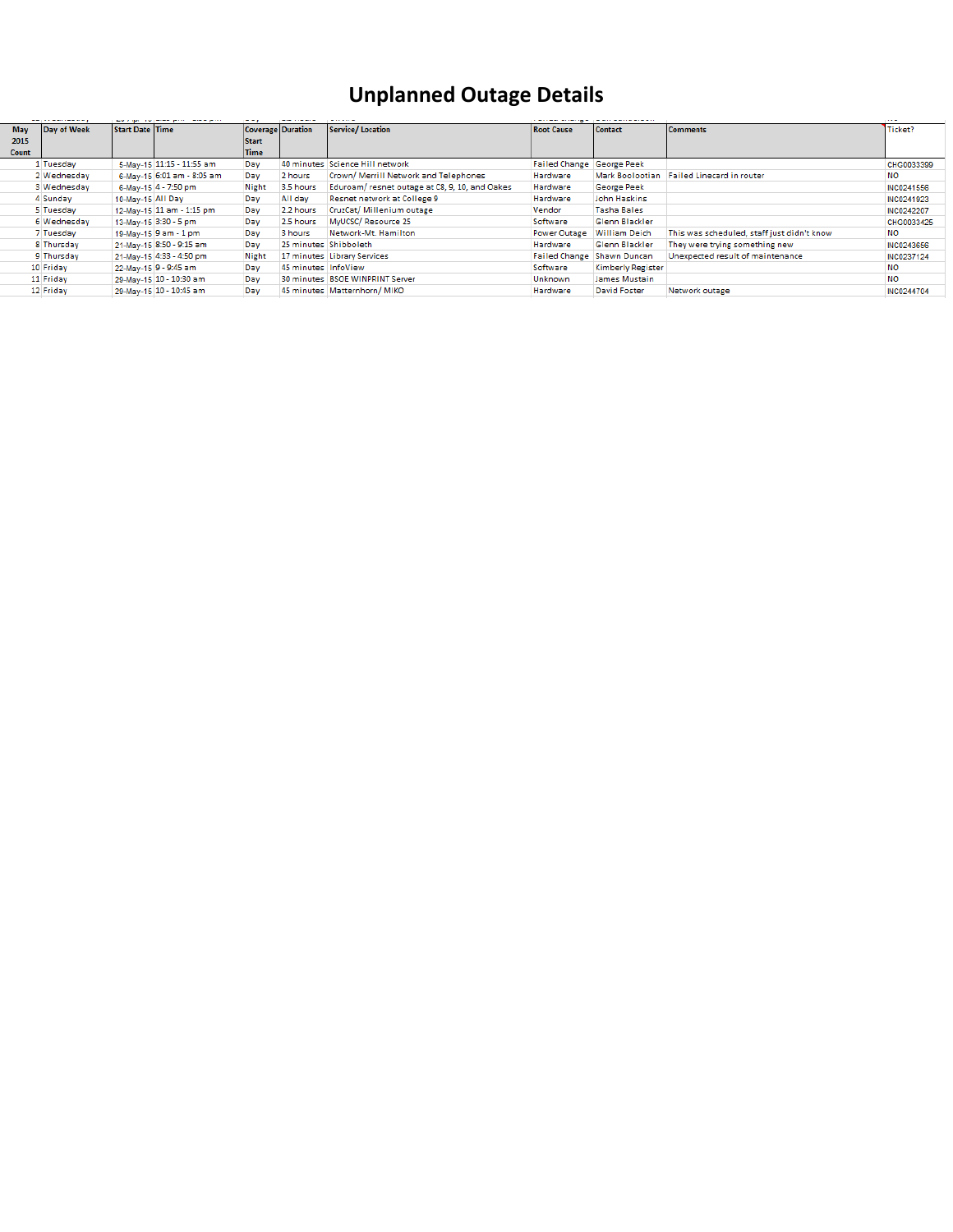# Unplanned Outage Details

| May 2015 Count | Day of Week | Start Date | Time | Coverage Start Time | Duration | Service/ Location | Root Cause | Contact | Comments | Ticket? |
|---|---|---|---|---|---|---|---|---|---|---|
| 1 | Tuesday | 5-May-15 | 11:15 - 11:55 am | Day | 40 minutes | Science Hill network | Failed Change | George Peek | | CHG0033399 |
| 2 | Wednesday | 6-May-15 | 6:01 am - 8:05 am | Day | 2 hours | Crown/ Merrill Network and Telephones | Hardware | Mark Boolootian | Failed Linecard in router | NO |
| 3 | Wednesday | 6-May-15 | 4 - 7:50 pm | Night | 3.5 hours | Eduroam/ resnet outage at C8, 9, 10, and Oakes | Hardware | George Peek | | INC0241556 |
| 4 | Sunday | 10-May-15 | All Day | Day | All day | Resnet network at College 9 | Hardware | John Haskins | | INC0241923 |
| 5 | Tuesday | 12-May-15 | 11 am - 1:15 pm | Day | 2.2 hours | CruzCat/ Millenium outage | Vendor | Tasha Bales | | INC0242207 |
| 6 | Wednesday | 13-May-15 | 3:30 - 5 pm | Day | 2.5 hours | MyUCSC/ Resource 25 | Software | Glenn Blackler | | CHG0033425 |
| 7 | Tuesday | 19-May-15 | 9 am - 1 pm | Day | 3 hours | Network-Mt. Hamilton | Power Outage | William Deich | This was scheduled, staff just didn't know | NO |
| 8 | Thursday | 21-May-15 | 8:50 - 9:15 am | Day | 25 minutes | Shibboleth | Hardware | Glenn Blackler | They were trying something new | INC0243656 |
| 9 | Thursday | 21-May-15 | 4:33 - 4:50 pm | Night | 17 minutes | Library Services | Failed Change | Shawn Duncan | Unexpected result of maintenance | INC0237124 |
| 10 | Friday | 22-May-15 | 9 - 9:45 am | Day | 45 minutes | InfoView | Software | Kimberly Register | | NO |
| 11 | Friday | 29-May-15 | 10 - 10:30 am | Day | 30 minutes | BSOE WINPRINT Server | Unknown | James Mustain | | NO |
| 12 | Friday | 29-May-15 | 10 - 10:45 am | Day | 45 minutes | Matternhorn/ MIKO | Hardware | David Foster | Network outage | INC0244704 |